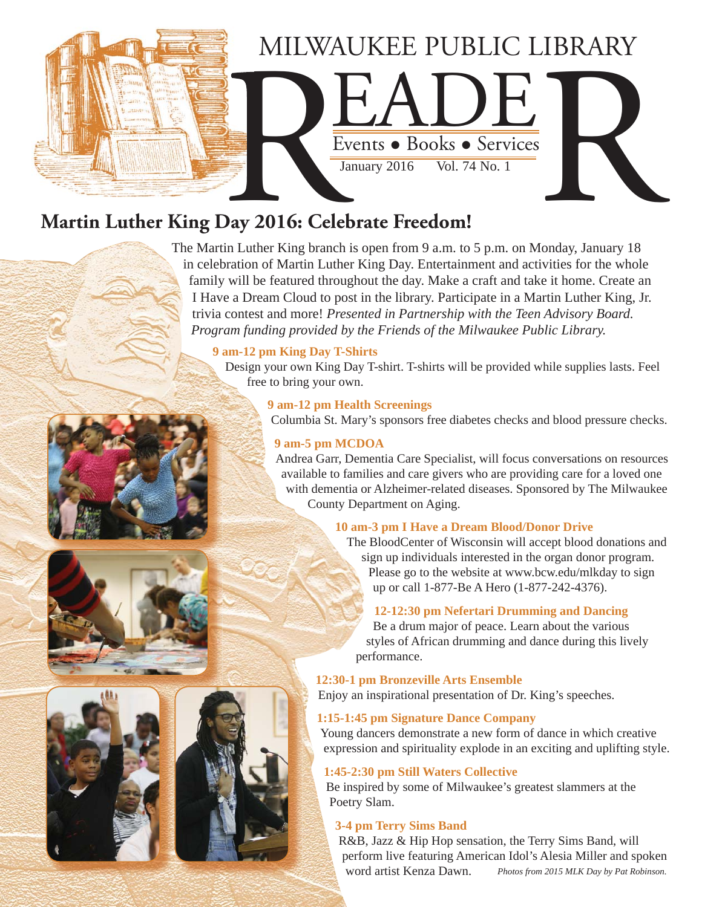# MILWAUKEE PUBLIC LIBRARY READER

Events • Books • Services

January 2016 Vol. 74 No. 1

## Martin Luther King Day 2016: Celebrate Freedom!

The Martin Luther King branch is open from 9 a.m. to 5 p.m. on Monday, January 18 in celebration of Martin Luther King Day. Entertainment and activities for the whole family will be featured throughout the day. Make a craft and take it home. Create an I Have a Dream Cloud to post in the library. Participate in a Martin Luther King, Jr. trivia contest and more! *Presented in Partnership with the Teen Advisory Board. Program funding provided by the Friends of the Milwaukee Public Library.*

**9 am-12 pm King Day T-Shirts**

Design your own King Day T-shirt. T-shirts will be provided while supplies lasts. Feel free to bring your own.

**9 am-12 pm Health Screenings**

Columbia St. Mary's sponsors free diabetes checks and blood pressure checks.

**9 am-5 pm MCDOA**

Andrea Garr, Dementia Care Specialist, will focus conversations on resources available to families and care givers who are providing care for a loved one with dementia or Alzheimer-related diseases. Sponsored by The Milwaukee County Department on Aging.

**10 am-3 pm I Have a Dream Blood/Donor Drive**

The BloodCenter of Wisconsin will accept blood donations and sign up individuals interested in the organ donor program. Please go to the website at www.bcw.edu/mlkday to sign up or call 1-877-Be A Hero (1-877-242-4376).

**12-12:30 pm Nefertari Drumming and Dancing**

Be a drum major of peace. Learn about the various styles of African drumming and dance during this lively performance.

**12:30-1 pm Bronzeville Arts Ensemble**

Enjoy an inspirational presentation of Dr. King's speeches.

**1:15-1:45 pm Signature Dance Company**

Young dancers demonstrate a new form of dance in which creative expression and spirituality explode in an exciting and uplifting style.

**1:45-2:30 pm Still Waters Collective**

Be inspired by some of Milwaukee's greatest slammers at the Poetry Slam.

**3-4 pm Terry Sims Band**

R&B, Jazz & Hip Hop sensation, the Terry Sims Band, will perform live featuring American Idol's Alesia Miller and spoken word artist Kenza Dawn.

*Photos from 2015 MLK Day by Pat Robinson.*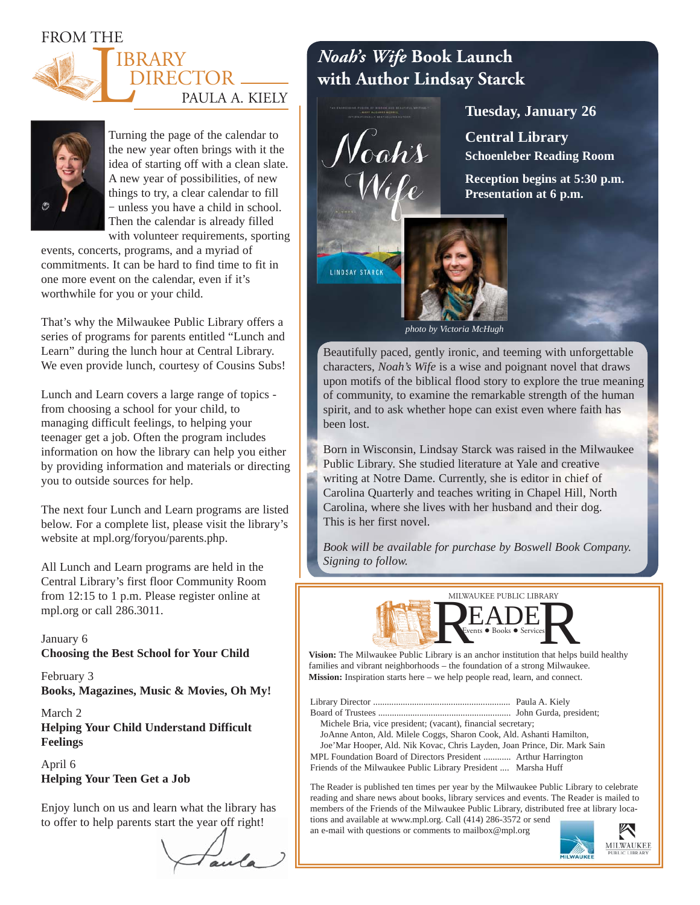# FROM THE LIBRARY DIRECTOR

## PAULA A. KIELY

Turning the page of the calendar to the new year often brings with it the idea of starting off with a clean slate. A new year of possibilities, of new things to try, a clear calendar to fill – unless you have a child in school. Then the calendar is already filled with volunteer requirements, sporting events, concerts, programs, and a myriad of commitments. It can be hard to find time to fit in one more event on the calendar, even if it's worthwhile for you or your child.

That's why the Milwaukee Public Library offers a series of programs for parents entitled "Lunch and Learn" during the lunch hour at Central Library. We even provide lunch, courtesy of Cousins Subs!

Lunch and Learn covers a large range of topics - from choosing a school for your child, to managing difficult feelings, to helping your teenager get a job. Often the program includes information on how the library can help you either by providing information and materials or directing you to outside sources for help.

The next four Lunch and Learn programs are listed below. For a complete list, please visit the library's website at mpl.org/foryou/parents.php.

All Lunch and Learn programs are held in the Central Library's first floor Community Room from 12:15 to 1 p.m. Please register online at mpl.org or call 286.3011.

January 6
**Choosing the Best School for Your Child**

February 3
**Books, Magazines, Music & Movies, Oh My!**

March 2
**Helping Your Child Understand Difficult Feelings**

April 6
**Helping Your Teen Get a Job**

Enjoy lunch on us and learn what the library has to offer to help parents start the year off right!

Paula

## *Noah's Wife* Book Launch with Author Lindsay Starck

**Tuesday, January 26**

**Central Library**
**Schoenleber Reading Room**

**Reception begins at 5:30 p.m.**
**Presentation at 6 p.m.**

*photo by Victoria McHugh*

Beautifully paced, gently ironic, and teeming with unforgettable characters, *Noah's Wife* is a wise and poignant novel that draws upon motifs of the biblical flood story to explore the true meaning of community, to examine the remarkable strength of the human spirit, and to ask whether hope can exist even where faith has been lost.

Born in Wisconsin, Lindsay Starck was raised in the Milwaukee Public Library. She studied literature at Yale and creative writing at Notre Dame. Currently, she is editor in chief of Carolina Quarterly and teaches writing in Chapel Hill, North Carolina, where she lives with her husband and their dog. This is her first novel.

*Book will be available for purchase by Boswell Book Company. Signing to follow.*

---

MILWAUKEE PUBLIC LIBRARY
# READER
Events • Books • Services

**Vision:** The Milwaukee Public Library is an anchor institution that helps build healthy families and vibrant neighborhoods – the foundation of a strong Milwaukee.
**Mission:** Inspiration starts here – we help people read, learn, and connect.

Library Director ........................................................... Paula A. Kiely
Board of Trustees ......................................................... John Gurda, president;
Michele Bria, vice president; (vacant), financial secretary;
JoAnne Anton, Ald. Milele Coggs, Sharon Cook, Ald. Ashanti Hamilton,
Joe'Mar Hooper, Ald. Nik Kovac, Chris Layden, Joan Prince, Dir. Mark Sain
MPL Foundation Board of Directors President ........... Arthur Harrington
Friends of the Milwaukee Public Library President .... Marsha Huff

The Reader is published ten times per year by the Milwaukee Public Library to celebrate reading and share news about books, library services and events. The Reader is mailed to members of the Friends of the Milwaukee Public Library, distributed free at library locations and available at www.mpl.org. Call (414) 286-3572 or send an e-mail with questions or comments to mailbox@mpl.org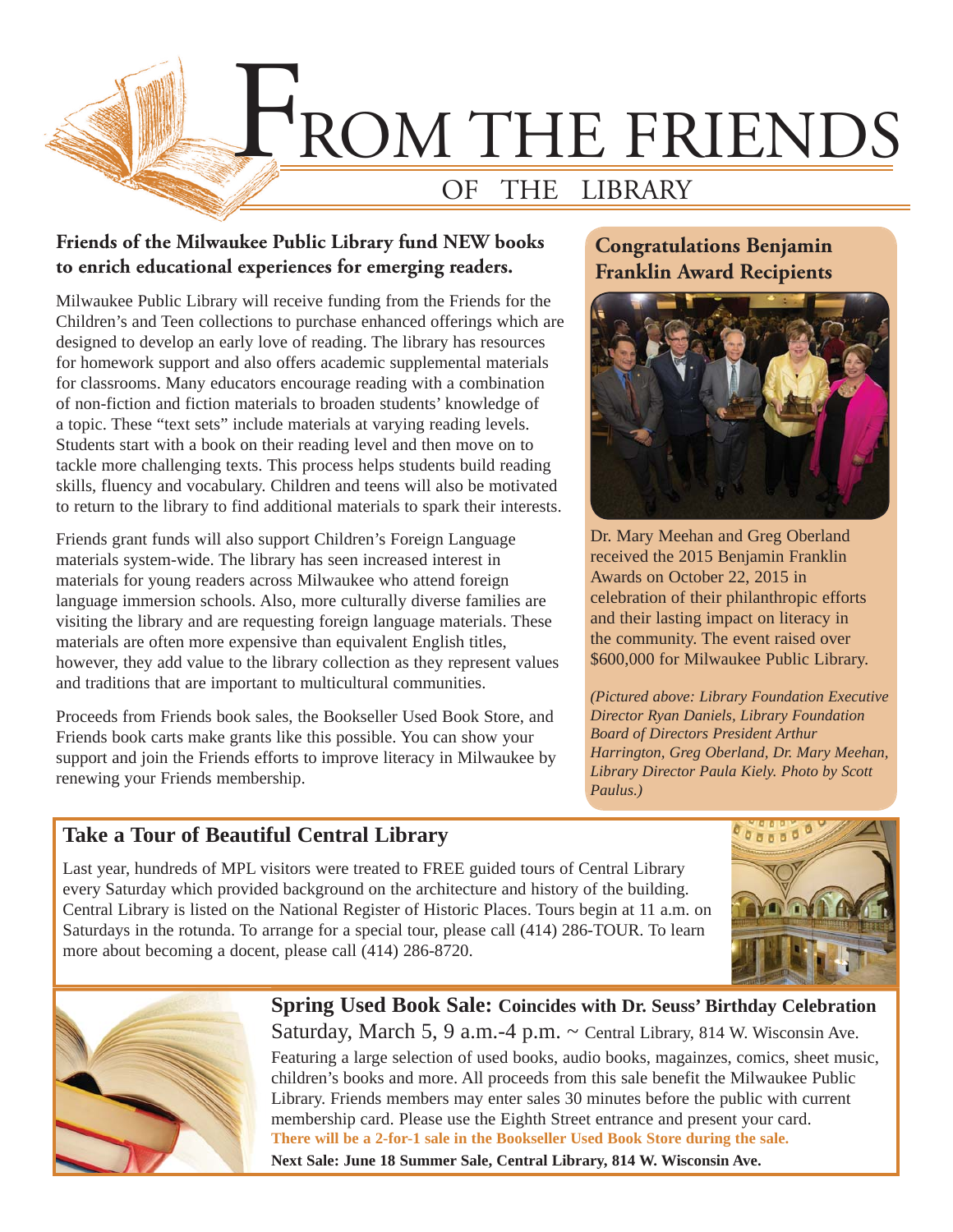# FROM THE FRIENDS OF THE LIBRARY

## Friends of the Milwaukee Public Library fund NEW books to enrich educational experiences for emerging readers.

Milwaukee Public Library will receive funding from the Friends for the Children's and Teen collections to purchase enhanced offerings which are designed to develop an early love of reading. The library has resources for homework support and also offers academic supplemental materials for classrooms. Many educators encourage reading with a combination of non-fiction and fiction materials to broaden students' knowledge of a topic. These "text sets" include materials at varying reading levels. Students start with a book on their reading level and then move on to tackle more challenging texts. This process helps students build reading skills, fluency and vocabulary. Children and teens will also be motivated to return to the library to find additional materials to spark their interests.

Friends grant funds will also support Children's Foreign Language materials system-wide. The library has seen increased interest in materials for young readers across Milwaukee who attend foreign language immersion schools. Also, more culturally diverse families are visiting the library and are requesting foreign language materials. These materials are often more expensive than equivalent English titles, however, they add value to the library collection as they represent values and traditions that are important to multicultural communities.

Proceeds from Friends book sales, the Bookseller Used Book Store, and Friends book carts make grants like this possible. You can show your support and join the Friends efforts to improve literacy in Milwaukee by renewing your Friends membership.

## Congratulations Benjamin Franklin Award Recipients

Dr. Mary Meehan and Greg Oberland received the 2015 Benjamin Franklin Awards on October 22, 2015 in celebration of their philanthropic efforts and their lasting impact on literacy in the community. The event raised over $600,000 for Milwaukee Public Library.

*(Pictured above: Library Foundation Executive Director Ryan Daniels, Library Foundation Board of Directors President Arthur Harrington, Greg Oberland, Dr. Mary Meehan, Library Director Paula Kiely. Photo by Scott Paulus.)*

## Take a Tour of Beautiful Central Library

Last year, hundreds of MPL visitors were treated to FREE guided tours of Central Library every Saturday which provided background on the architecture and history of the building. Central Library is listed on the National Register of Historic Places. Tours begin at 11 a.m. on Saturdays in the rotunda. To arrange for a special tour, please call (414) 286-TOUR. To learn more about becoming a docent, please call (414) 286-8720.

## Spring Used Book Sale: Coincides with Dr. Seuss' Birthday Celebration

Saturday, March 5, 9 a.m.-4 p.m. ~ Central Library, 814 W. Wisconsin Ave.

Featuring a large selection of used books, audio books, magainzes, comics, sheet music, children's books and more. All proceeds from this sale benefit the Milwaukee Public Library. Friends members may enter sales 30 minutes before the public with current membership card. Please use the Eighth Street entrance and present your card.

**There will be a 2-for-1 sale in the Bookseller Used Book Store during the sale.**

**Next Sale: June 18 Summer Sale, Central Library, 814 W. Wisconsin Ave.**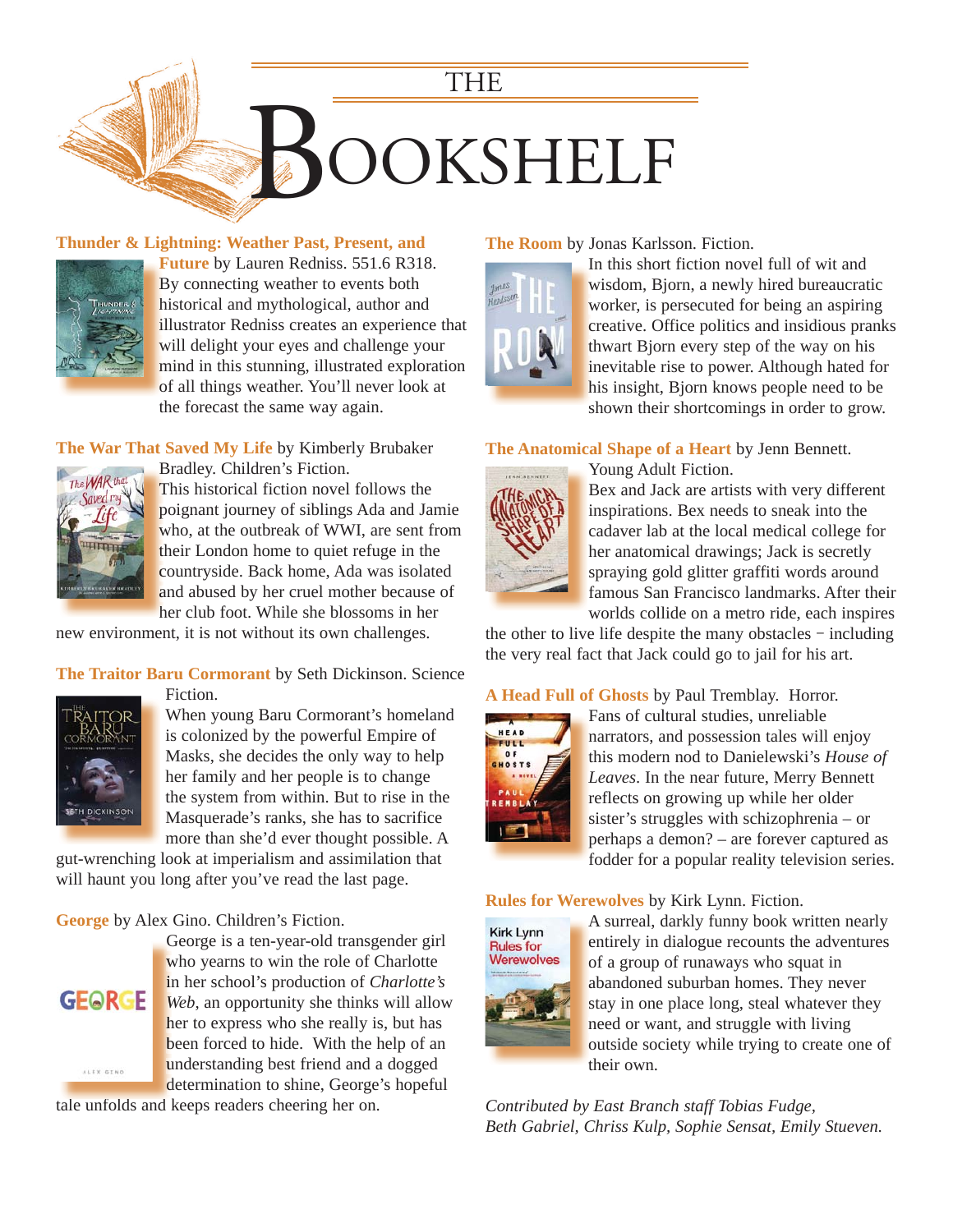# THE BOOKSHELF

**Thunder & Lightning: Weather Past, Present, and Future** by Lauren Redniss. 551.6 R318. By connecting weather to events both historical and mythological, author and illustrator Redniss creates an experience that will delight your eyes and challenge your mind in this stunning, illustrated exploration of all things weather. You'll never look at the forecast the same way again.

**The War That Saved My Life** by Kimberly Brubaker Bradley. Children's Fiction. This historical fiction novel follows the poignant journey of siblings Ada and Jamie who, at the outbreak of WWI, are sent from their London home to quiet refuge in the countryside. Back home, Ada was isolated and abused by her cruel mother because of her club foot. While she blossoms in her new environment, it is not without its own challenges.

**The Traitor Baru Cormorant** by Seth Dickinson. Science Fiction. When young Baru Cormorant's homeland is colonized by the powerful Empire of Masks, she decides the only way to help her family and her people is to change the system from within. But to rise in the Masquerade's ranks, she has to sacrifice more than she'd ever thought possible. A gut-wrenching look at imperialism and assimilation that will haunt you long after you've read the last page.

**George** by Alex Gino. Children's Fiction. George is a ten-year-old transgender girl who yearns to win the role of Charlotte in her school's production of *Charlotte's Web*, an opportunity she thinks will allow her to express who she really is, but has been forced to hide. With the help of an understanding best friend and a dogged determination to shine, George's hopeful tale unfolds and keeps readers cheering her on.

**The Room** by Jonas Karlsson. Fiction. In this short fiction novel full of wit and wisdom, Bjorn, a newly hired bureaucratic worker, is persecuted for being an aspiring creative. Office politics and insidious pranks thwart Bjorn every step of the way on his inevitable rise to power. Although hated for his insight, Bjorn knows people need to be shown their shortcomings in order to grow.

**The Anatomical Shape of a Heart** by Jenn Bennett. Young Adult Fiction. Bex and Jack are artists with very different inspirations. Bex needs to sneak into the cadaver lab at the local medical college for her anatomical drawings; Jack is secretly spraying gold glitter graffiti words around famous San Francisco landmarks. After their worlds collide on a metro ride, each inspires the other to live life despite the many obstacles – including the very real fact that Jack could go to jail for his art.

**A Head Full of Ghosts** by Paul Tremblay. Horror. Fans of cultural studies, unreliable narrators, and possession tales will enjoy this modern nod to Danielewski's *House of Leaves*. In the near future, Merry Bennett reflects on growing up while her older sister's struggles with schizophrenia – or perhaps a demon? – are forever captured as fodder for a popular reality television series.

**Rules for Werewolves** by Kirk Lynn. Fiction. A surreal, darkly funny book written nearly entirely in dialogue recounts the adventures of a group of runaways who squat in abandoned suburban homes. They never stay in one place long, steal whatever they need or want, and struggle with living outside society while trying to create one of their own.

*Contributed by East Branch staff Tobias Fudge, Beth Gabriel, Chriss Kulp, Sophie Sensat, Emily Stueven.*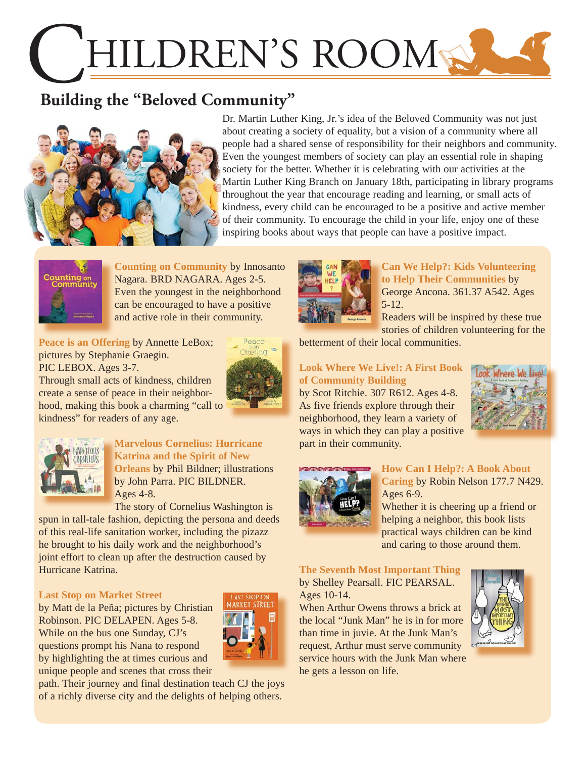# CHILDREN'S ROOM

## Building the "Beloved Community"

Dr. Martin Luther King, Jr.'s idea of the Beloved Community was not just about creating a society of equality, but a vision of a community where all people had a shared sense of responsibility for their neighbors and community. Even the youngest members of society can play an essential role in shaping society for the better. Whether it is celebrating with our activities at the Martin Luther King Branch on January 18th, participating in library programs throughout the year that encourage reading and learning, or small acts of kindness, every child can be encouraged to be a positive and active member of their community. To encourage the child in your life, enjoy one of these inspiring books about ways that people can have a positive impact.

**Counting on Community** by Innosanto Nagara. BRD NAGARA. Ages 2-5. Even the youngest in the neighborhood can be encouraged to have a positive and active role in their community.

**Peace is an Offering** by Annette LeBox; pictures by Stephanie Graegin. PIC LEBOX. Ages 3-7. Through small acts of kindness, children create a sense of peace in their neighborhood, making this book a charming "call to kindness" for readers of any age.

**Marvelous Cornelius: Hurricane Katrina and the Spirit of New Orleans** by Phil Bildner; illustrations by John Parra. PIC BILDNER. Ages 4-8. The story of Cornelius Washington is spun in tall-tale fashion, depicting the persona and deeds of this real-life sanitation worker, including the pizazz he brought to his daily work and the neighborhood's joint effort to clean up after the destruction caused by Hurricane Katrina.

**Last Stop on Market Street** by Matt de la Peña; pictures by Christian Robinson. PIC DELAPEN. Ages 5-8. While on the bus one Sunday, CJ's questions prompt his Nana to respond by highlighting the at times curious and unique people and scenes that cross their path. Their journey and final destination teach CJ the joys of a richly diverse city and the delights of helping others.

**Can We Help?: Kids Volunteering to Help Their Communities** by George Ancona. 361.37 A542. Ages 5-12. Readers will be inspired by these true stories of children volunteering for the betterment of their local communities.

**Look Where We Live!: A First Book of Community Building** by Scot Ritchie. 307 R612. Ages 4-8. As five friends explore through their neighborhood, they learn a variety of ways in which they can play a positive part in their community.

**How Can I Help?: A Book About Caring** by Robin Nelson 177.7 N429. Ages 6-9. Whether it is cheering up a friend or helping a neighbor, this book lists practical ways children can be kind and caring to those around them.

**The Seventh Most Important Thing** by Shelley Pearsall. FIC PEARSAL. Ages 10-14. When Arthur Owens throws a brick at the local "Junk Man" he is in for more than time in juvie. At the Junk Man's request, Arthur must serve community service hours with the Junk Man where he gets a lesson on life.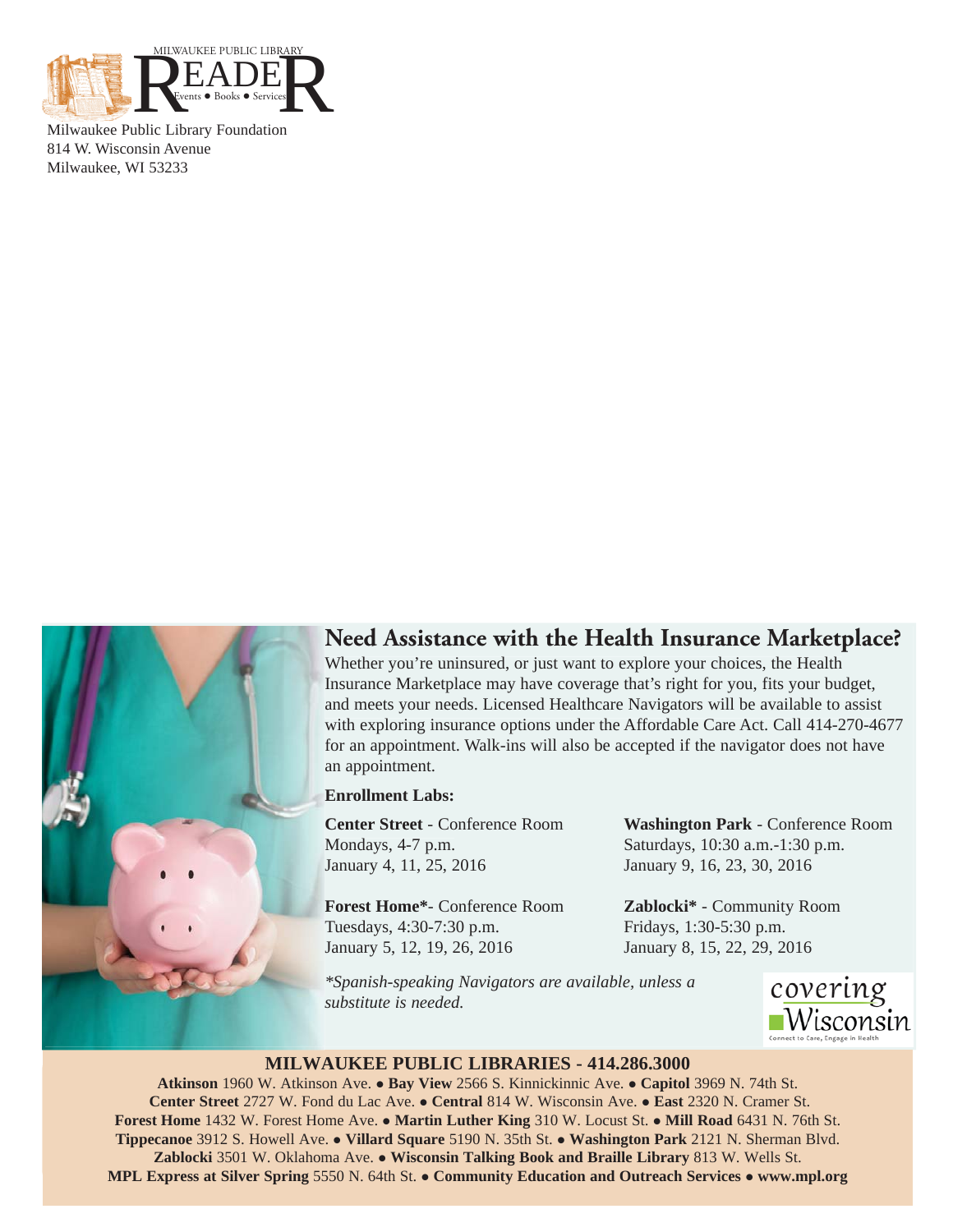MILWAUKEE PUBLIC LIBRARY

READER

Events ● Books ● Services

Milwaukee Public Library Foundation
814 W. Wisconsin Avenue
Milwaukee, WI 53233

## Need Assistance with the Health Insurance Marketplace?

Whether you're uninsured, or just want to explore your choices, the Health Insurance Marketplace may have coverage that's right for you, fits your budget, and meets your needs. Licensed Healthcare Navigators will be available to assist with exploring insurance options under the Affordable Care Act. Call 414-270-4677 for an appointment. Walk-ins will also be accepted if the navigator does not have an appointment.

**Enrollment Labs:**

**Center Street** - Conference Room
Mondays, 4-7 p.m.
January 4, 11, 25, 2016

**Forest Home***- Conference Room
Tuesdays, 4:30-7:30 p.m.
January 5, 12, 19, 26, 2016

**Washington Park** - Conference Room
Saturdays, 10:30 a.m.-1:30 p.m.
January 9, 16, 23, 30, 2016

**Zablocki*** - Community Room
Fridays, 1:30-5:30 p.m.
January 8, 15, 22, 29, 2016

*\*Spanish-speaking Navigators are available, unless a substitute is needed.*

covering Wisconsin
Connect to Care, Engage in Health

**MILWAUKEE PUBLIC LIBRARIES - 414.286.3000**

**Atkinson** 1960 W. Atkinson Ave. ● **Bay View** 2566 S. Kinnickinnic Ave. ● **Capitol** 3969 N. 74th St.
**Center Street** 2727 W. Fond du Lac Ave. ● **Central** 814 W. Wisconsin Ave. ● **East** 2320 N. Cramer St.
**Forest Home** 1432 W. Forest Home Ave. ● **Martin Luther King** 310 W. Locust St. ● **Mill Road** 6431 N. 76th St.
**Tippecanoe** 3912 S. Howell Ave. ● **Villard Square** 5190 N. 35th St. ● **Washington Park** 2121 N. Sherman Blvd.
**Zablocki** 3501 W. Oklahoma Ave. ● **Wisconsin Talking Book and Braille Library** 813 W. Wells St.
**MPL Express at Silver Spring** 5550 N. 64th St. ● **Community Education and Outreach Services** ● **www.mpl.org**